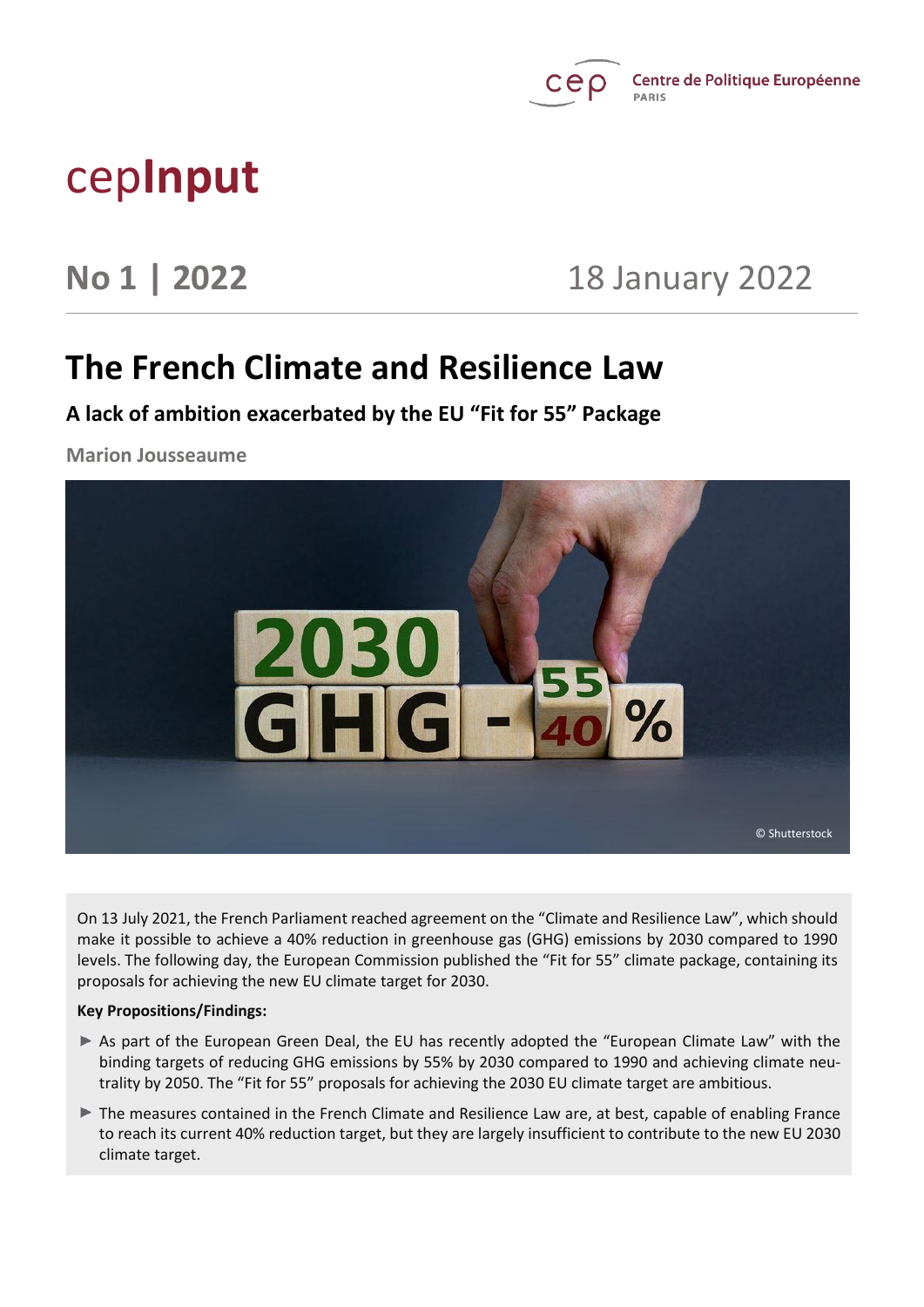Centre de Politique Européenne
PARIS

# cepInput

**No 1 | 2022** 18 January 2022

# The French Climate and Resilience Law

## A lack of ambition exacerbated by the EU "Fit for 55" Package

**Marion Jousseaume**

© Shutterstock

On 13 July 2021, the French Parliament reached agreement on the "Climate and Resilience Law", which should make it possible to achieve a 40% reduction in greenhouse gas (GHG) emissions by 2030 compared to 1990 levels. The following day, the European Commission published the "Fit for 55" climate package, containing its proposals for achieving the new EU climate target for 2030.

**Key Propositions/Findings:**

- As part of the European Green Deal, the EU has recently adopted the "European Climate Law" with the binding targets of reducing GHG emissions by 55% by 2030 compared to 1990 and achieving climate neutrality by 2050. The "Fit for 55" proposals for achieving the 2030 EU climate target are ambitious.
- The measures contained in the French Climate and Resilience Law are, at best, capable of enabling France to reach its current 40% reduction target, but they are largely insufficient to contribute to the new EU 2030 climate target.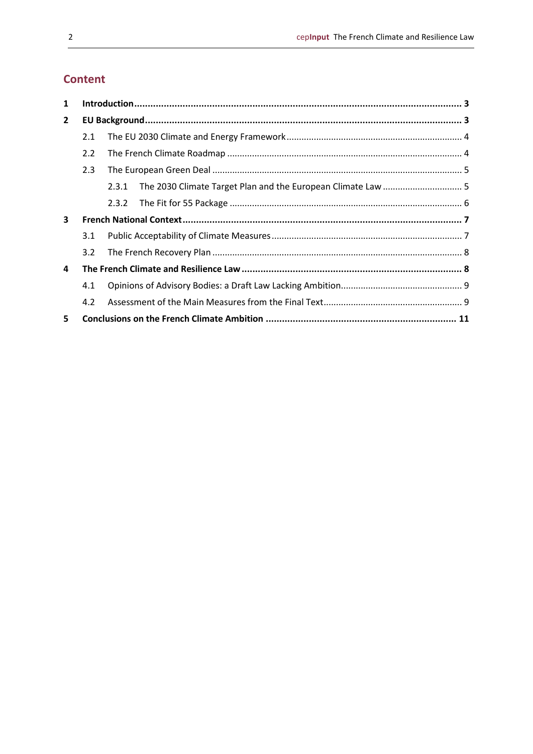## Content

**1 Introduction ... 3**

**2 EU Background ... 3**

- 2.1 The EU 2030 Climate and Energy Framework ... 4
- 2.2 The French Climate Roadmap ... 4
- 2.3 The European Green Deal ... 5
  - 2.3.1 The 2030 Climate Target Plan and the European Climate Law ... 5
  - 2.3.2 The Fit for 55 Package ... 6

**3 French National Context ... 7**

- 3.1 Public Acceptability of Climate Measures ... 7
- 3.2 The French Recovery Plan ... 8

**4 The French Climate and Resilience Law ... 8**

- 4.1 Opinions of Advisory Bodies: a Draft Law Lacking Ambition ... 9
- 4.2 Assessment of the Main Measures from the Final Text ... 9

**5 Conclusions on the French Climate Ambition ... 11**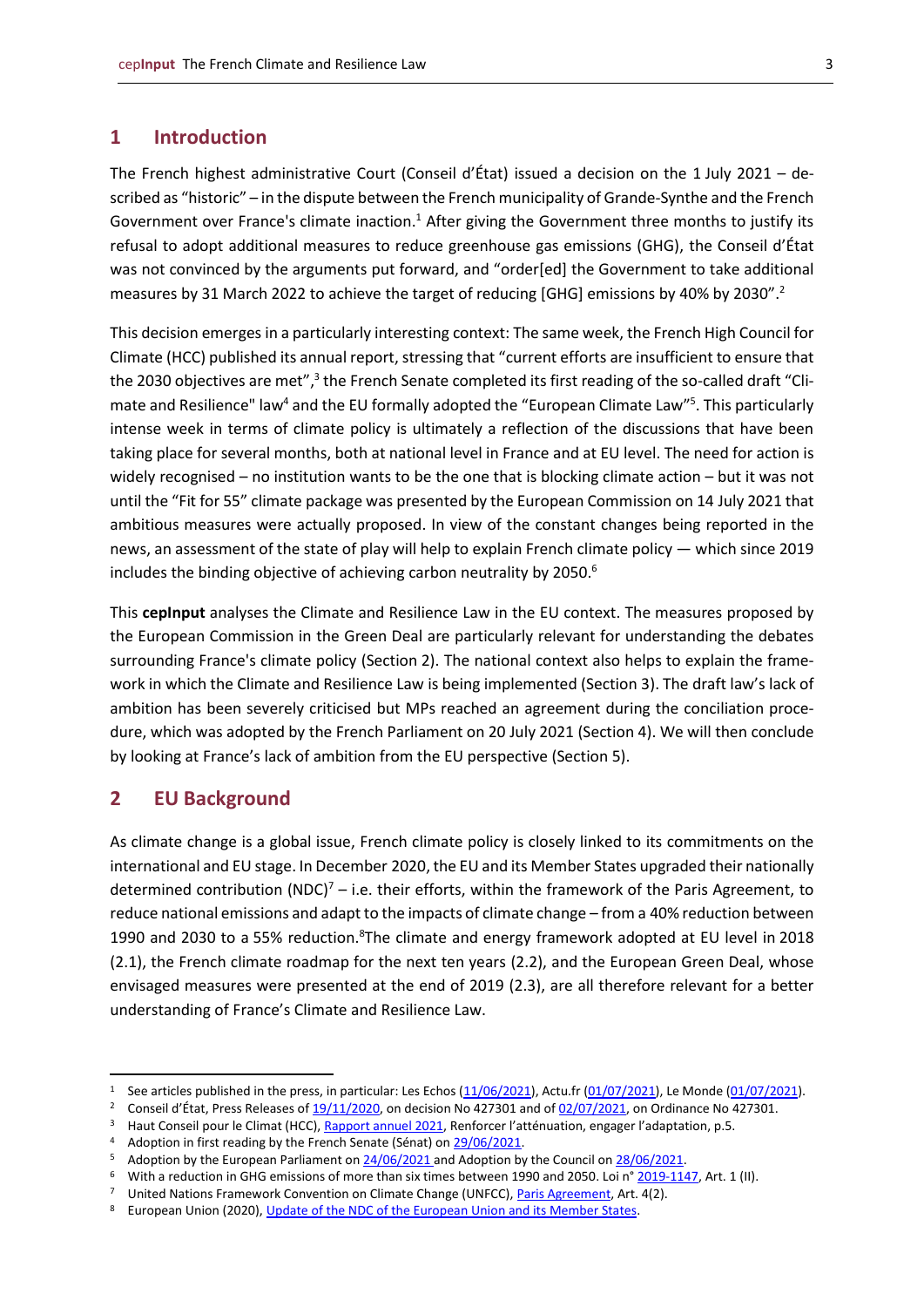## 1 Introduction

The French highest administrative Court (Conseil d'État) issued a decision on the 1 July 2021 – described as "historic" – in the dispute between the French municipality of Grande-Synthe and the French Government over France's climate inaction.[1] After giving the Government three months to justify its refusal to adopt additional measures to reduce greenhouse gas emissions (GHG), the Conseil d'État was not convinced by the arguments put forward, and "order[ed] the Government to take additional measures by 31 March 2022 to achieve the target of reducing [GHG] emissions by 40% by 2030".[2]

This decision emerges in a particularly interesting context: The same week, the French High Council for Climate (HCC) published its annual report, stressing that "current efforts are insufficient to ensure that the 2030 objectives are met",[3] the French Senate completed its first reading of the so-called draft "Climate and Resilience" law[4] and the EU formally adopted the "European Climate Law"[5]. This particularly intense week in terms of climate policy is ultimately a reflection of the discussions that have been taking place for several months, both at national level in France and at EU level. The need for action is widely recognised – no institution wants to be the one that is blocking climate action – but it was not until the "Fit for 55" climate package was presented by the European Commission on 14 July 2021 that ambitious measures were actually proposed. In view of the constant changes being reported in the news, an assessment of the state of play will help to explain French climate policy — which since 2019 includes the binding objective of achieving carbon neutrality by 2050.[6]

This **cepInput** analyses the Climate and Resilience Law in the EU context. The measures proposed by the European Commission in the Green Deal are particularly relevant for understanding the debates surrounding France's climate policy (Section 2). The national context also helps to explain the framework in which the Climate and Resilience Law is being implemented (Section 3). The draft law's lack of ambition has been severely criticised but MPs reached an agreement during the conciliation procedure, which was adopted by the French Parliament on 20 July 2021 (Section 4). We will then conclude by looking at France's lack of ambition from the EU perspective (Section 5).

## 2 EU Background

As climate change is a global issue, French climate policy is closely linked to its commitments on the international and EU stage. In December 2020, the EU and its Member States upgraded their nationally determined contribution (NDC)[7] – i.e. their efforts, within the framework of the Paris Agreement, to reduce national emissions and adapt to the impacts of climate change – from a 40% reduction between 1990 and 2030 to a 55% reduction.[8]The climate and energy framework adopted at EU level in 2018 (2.1), the French climate roadmap for the next ten years (2.2), and the European Green Deal, whose envisaged measures were presented at the end of 2019 (2.3), are all therefore relevant for a better understanding of France's Climate and Resilience Law.

---

[1] See articles published in the press, in particular: Les Echos (11/06/2021), Actu.fr (01/07/2021), Le Monde (01/07/2021).

[2] Conseil d'État, Press Releases of 19/11/2020, on decision No 427301 and of 02/07/2021, on Ordinance No 427301.

[3] Haut Conseil pour le Climat (HCC), Rapport annuel 2021, Renforcer l'atténuation, engager l'adaptation, p.5.

[4] Adoption in first reading by the French Senate (Sénat) on 29/06/2021.

[5] Adoption by the European Parliament on 24/06/2021 and Adoption by the Council on 28/06/2021.

[6] With a reduction in GHG emissions of more than six times between 1990 and 2050. Loi n° 2019-1147, Art. 1 (II).

[7] United Nations Framework Convention on Climate Change (UNFCC), Paris Agreement, Art. 4(2).

[8] European Union (2020), Update of the NDC of the European Union and its Member States.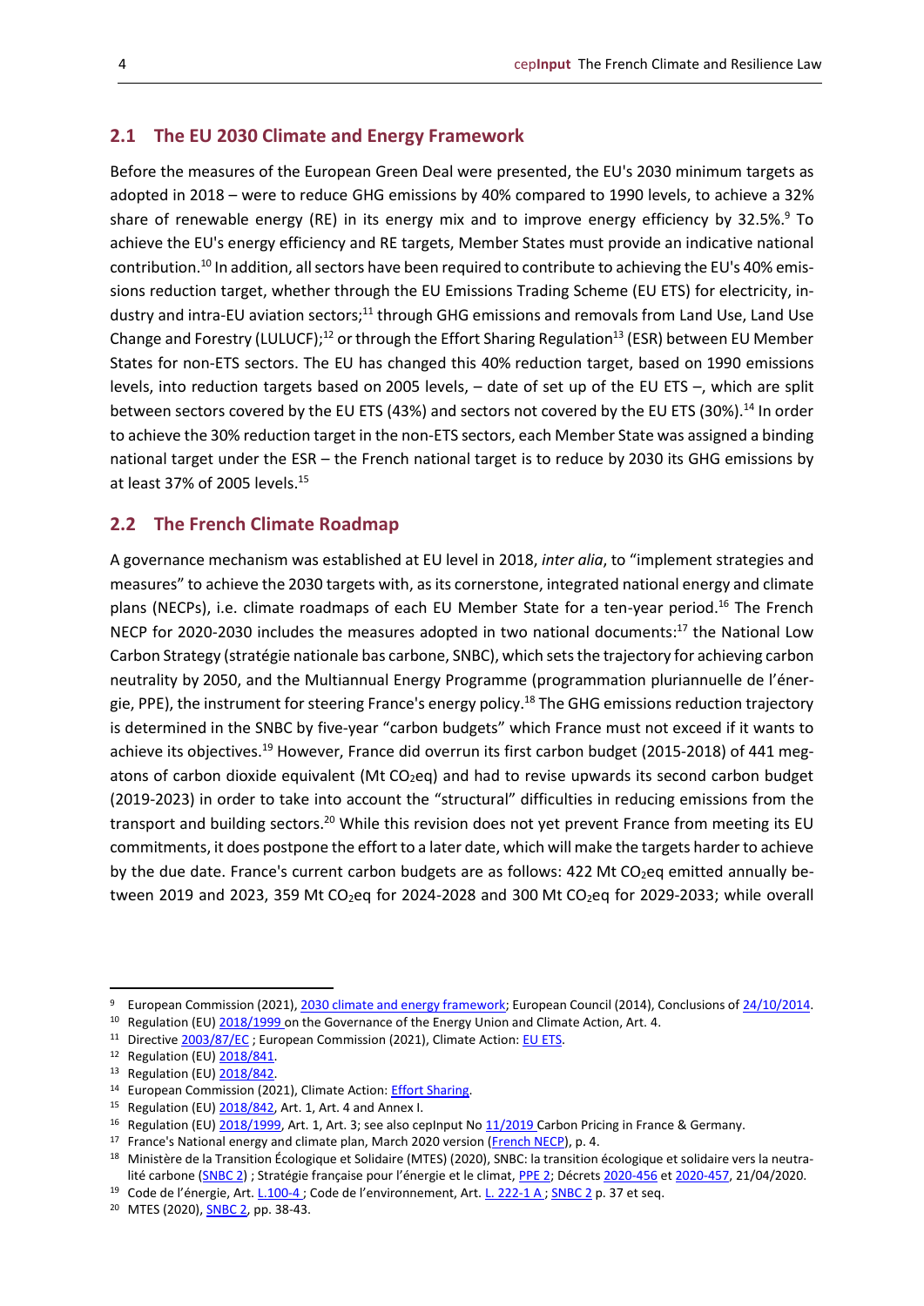## 2.1 The EU 2030 Climate and Energy Framework

Before the measures of the European Green Deal were presented, the EU's 2030 minimum targets as adopted in 2018 – were to reduce GHG emissions by 40% compared to 1990 levels, to achieve a 32% share of renewable energy (RE) in its energy mix and to improve energy efficiency by 32.5%.[9] To achieve the EU's energy efficiency and RE targets, Member States must provide an indicative national contribution.[10] In addition, all sectors have been required to contribute to achieving the EU's 40% emissions reduction target, whether through the EU Emissions Trading Scheme (EU ETS) for electricity, industry and intra-EU aviation sectors;[11] through GHG emissions and removals from Land Use, Land Use Change and Forestry (LULUCF);[12] or through the Effort Sharing Regulation[13] (ESR) between EU Member States for non-ETS sectors. The EU has changed this 40% reduction target, based on 1990 emissions levels, into reduction targets based on 2005 levels, – date of set up of the EU ETS –, which are split between sectors covered by the EU ETS (43%) and sectors not covered by the EU ETS (30%).[14] In order to achieve the 30% reduction target in the non-ETS sectors, each Member State was assigned a binding national target under the ESR – the French national target is to reduce by 2030 its GHG emissions by at least 37% of 2005 levels.[15]

## 2.2 The French Climate Roadmap

A governance mechanism was established at EU level in 2018, *inter alia*, to "implement strategies and measures" to achieve the 2030 targets with, as its cornerstone, integrated national energy and climate plans (NECPs), i.e. climate roadmaps of each EU Member State for a ten-year period.[16] The French NECP for 2020-2030 includes the measures adopted in two national documents:[17] the National Low Carbon Strategy (stratégie nationale bas carbone, SNBC), which sets the trajectory for achieving carbon neutrality by 2050, and the Multiannual Energy Programme (programmation pluriannuelle de l'énergie, PPE), the instrument for steering France's energy policy.[18] The GHG emissions reduction trajectory is determined in the SNBC by five-year "carbon budgets" which France must not exceed if it wants to achieve its objectives.[19] However, France did overrun its first carbon budget (2015-2018) of 441 megatons of carbon dioxide equivalent (Mt $CO_2$eq) and had to revise upwards its second carbon budget (2019-2023) in order to take into account the "structural" difficulties in reducing emissions from the transport and building sectors.[20] While this revision does not yet prevent France from meeting its EU commitments, it does postpone the effort to a later date, which will make the targets harder to achieve by the due date. France's current carbon budgets are as follows: 422 Mt $CO_2$eq emitted annually between 2019 and 2023, 359 Mt $CO_2$eq for 2024-2028 and 300 Mt $CO_2$eq for 2029-2033; while overall

---

[9] European Commission (2021), 2030 climate and energy framework; European Council (2014), Conclusions of 24/10/2014.

[10] Regulation (EU) 2018/1999 on the Governance of the Energy Union and Climate Action, Art. 4.

[11] Directive 2003/87/EC ; European Commission (2021), Climate Action: EU ETS.

[12] Regulation (EU) 2018/841.

[13] Regulation (EU) 2018/842.

[14] European Commission (2021), Climate Action: Effort Sharing.

[15] Regulation (EU) 2018/842, Art. 1, Art. 4 and Annex I.

[16] Regulation (EU) 2018/1999, Art. 1, Art. 3; see also cepInput No 11/2019 Carbon Pricing in France & Germany.

[17] France's National energy and climate plan, March 2020 version (French NECP), p. 4.

[18] Ministère de la Transition Écologique et Solidaire (MTES) (2020), SNBC: la transition écologique et solidaire vers la neutralité carbone (SNBC 2) ; Stratégie française pour l'énergie et le climat, PPE 2; Décrets 2020-456 et 2020-457, 21/04/2020.

[19] Code de l'énergie, Art. L.100-4 ; Code de l'environnement, Art. L. 222-1 A ; SNBC 2 p. 37 et seq.

[20] MTES (2020), SNBC 2, pp. 38-43.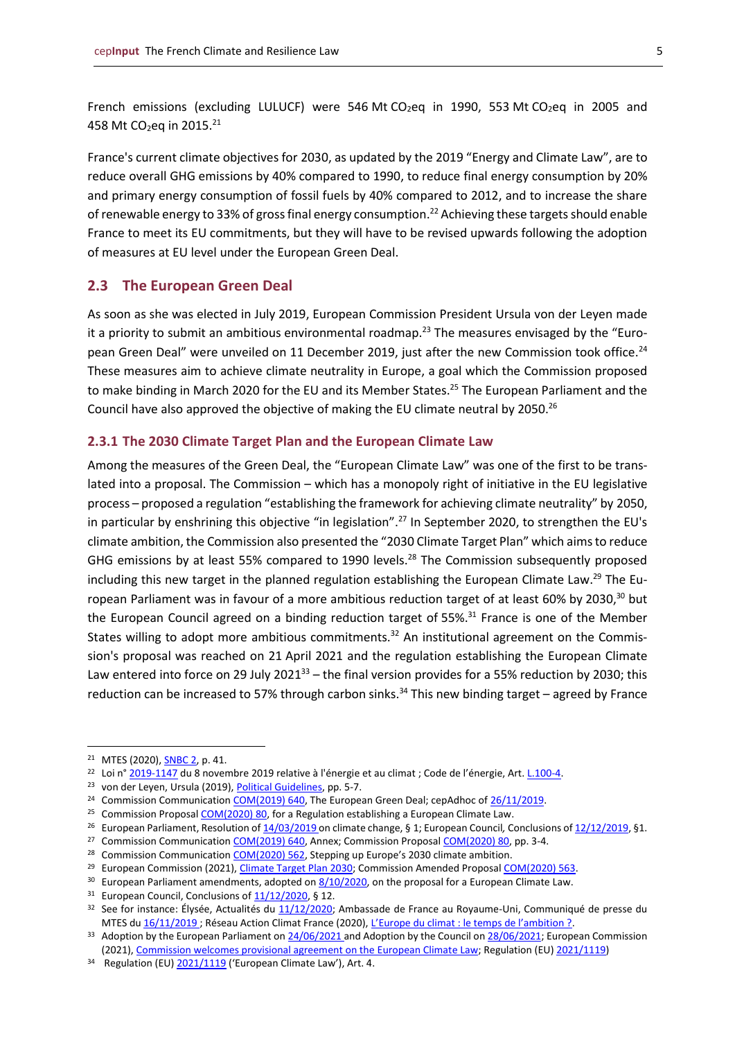French emissions (excluding LULUCF) were 546 Mt $CO_2$eq in 1990, 553 Mt $CO_2$eq in 2005 and 458 Mt $CO_2$eq in 2015.[21]

France's current climate objectives for 2030, as updated by the 2019 "Energy and Climate Law", are to reduce overall GHG emissions by 40% compared to 1990, to reduce final energy consumption by 20% and primary energy consumption of fossil fuels by 40% compared to 2012, and to increase the share of renewable energy to 33% of gross final energy consumption.[22] Achieving these targets should enable France to meet its EU commitments, but they will have to be revised upwards following the adoption of measures at EU level under the European Green Deal.

## 2.3 The European Green Deal

As soon as she was elected in July 2019, European Commission President Ursula von der Leyen made it a priority to submit an ambitious environmental roadmap.[23] The measures envisaged by the "European Green Deal" were unveiled on 11 December 2019, just after the new Commission took office.[24] These measures aim to achieve climate neutrality in Europe, a goal which the Commission proposed to make binding in March 2020 for the EU and its Member States.[25] The European Parliament and the Council have also approved the objective of making the EU climate neutral by 2050.[26]

### 2.3.1 The 2030 Climate Target Plan and the European Climate Law

Among the measures of the Green Deal, the "European Climate Law" was one of the first to be translated into a proposal. The Commission – which has a monopoly right of initiative in the EU legislative process – proposed a regulation "establishing the framework for achieving climate neutrality" by 2050, in particular by enshrining this objective "in legislation".[27] In September 2020, to strengthen the EU's climate ambition, the Commission also presented the "2030 Climate Target Plan" which aims to reduce GHG emissions by at least 55% compared to 1990 levels.[28] The Commission subsequently proposed including this new target in the planned regulation establishing the European Climate Law.[29] The European Parliament was in favour of a more ambitious reduction target of at least 60% by 2030,[30] but the European Council agreed on a binding reduction target of 55%.[31] France is one of the Member States willing to adopt more ambitious commitments.[32] An institutional agreement on the Commission's proposal was reached on 21 April 2021 and the regulation establishing the European Climate Law entered into force on 29 July 2021[33] – the final version provides for a 55% reduction by 2030; this reduction can be increased to 57% through carbon sinks.[34] This new binding target – agreed by France

---

[21] MTES (2020), SNBC 2, p. 41.

[22] Loi n° 2019-1147 du 8 novembre 2019 relative à l'énergie et au climat ; Code de l'énergie, Art. L.100-4.

[23] von der Leyen, Ursula (2019), Political Guidelines, pp. 5-7.

[24] Commission Communication COM(2019) 640, The European Green Deal; cepAdhoc of 26/11/2019.

[25] Commission Proposal COM(2020) 80, for a Regulation establishing a European Climate Law.

[26] European Parliament, Resolution of 14/03/2019 on climate change, § 1; European Council, Conclusions of 12/12/2019, §1.

[27] Commission Communication COM(2019) 640, Annex; Commission Proposal COM(2020) 80, pp. 3-4.

[28] Commission Communication COM(2020) 562, Stepping up Europe's 2030 climate ambition.

[29] European Commission (2021), Climate Target Plan 2030; Commission Amended Proposal COM(2020) 563.

[30] European Parliament amendments, adopted on 8/10/2020, on the proposal for a European Climate Law.

[31] European Council, Conclusions of 11/12/2020, § 12.

[32] See for instance: Élysée, Actualités du 11/12/2020; Ambassade de France au Royaume-Uni, Communiqué de presse du MTES du 16/11/2019 ; Réseau Action Climat France (2020), L'Europe du climat : le temps de l'ambition ?.

[33] Adoption by the European Parliament on 24/06/2021 and Adoption by the Council on 28/06/2021; European Commission (2021), Commission welcomes provisional agreement on the European Climate Law; Regulation (EU) 2021/1119)

[34] Regulation (EU) 2021/1119 ('European Climate Law'), Art. 4.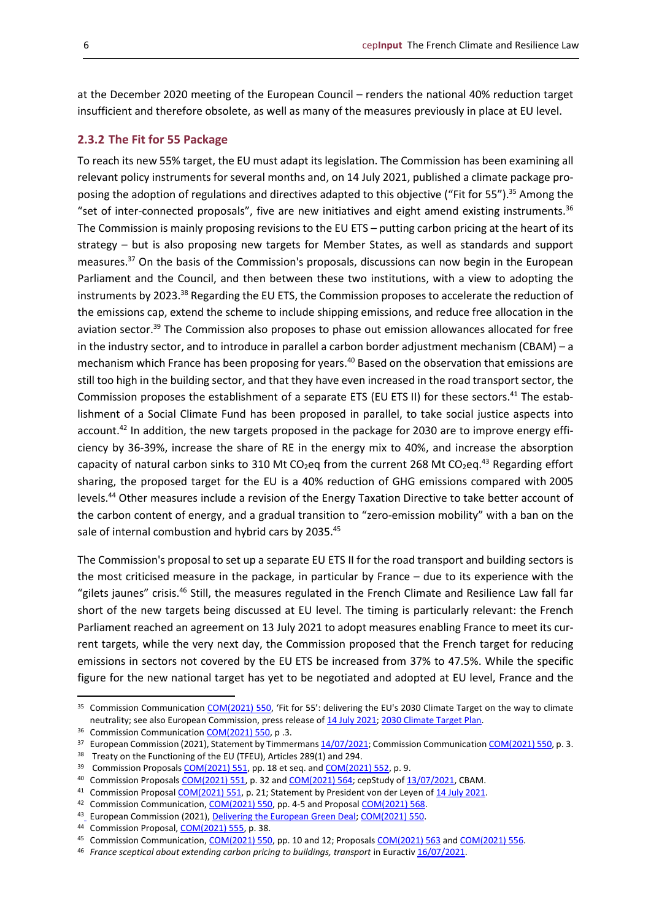at the December 2020 meeting of the European Council – renders the national 40% reduction target insufficient and therefore obsolete, as well as many of the measures previously in place at EU level.

### 2.3.2 The Fit for 55 Package

To reach its new 55% target, the EU must adapt its legislation. The Commission has been examining all relevant policy instruments for several months and, on 14 July 2021, published a climate package proposing the adoption of regulations and directives adapted to this objective ("Fit for 55").[35] Among the "set of inter-connected proposals", five are new initiatives and eight amend existing instruments.[36] The Commission is mainly proposing revisions to the EU ETS – putting carbon pricing at the heart of its strategy – but is also proposing new targets for Member States, as well as standards and support measures.[37] On the basis of the Commission's proposals, discussions can now begin in the European Parliament and the Council, and then between these two institutions, with a view to adopting the instruments by 2023.[38] Regarding the EU ETS, the Commission proposes to accelerate the reduction of the emissions cap, extend the scheme to include shipping emissions, and reduce free allocation in the aviation sector.[39] The Commission also proposes to phase out emission allowances allocated for free in the industry sector, and to introduce in parallel a carbon border adjustment mechanism (CBAM) – a mechanism which France has been proposing for years.[40] Based on the observation that emissions are still too high in the building sector, and that they have even increased in the road transport sector, the Commission proposes the establishment of a separate ETS (EU ETS II) for these sectors.[41] The establishment of a Social Climate Fund has been proposed in parallel, to take social justice aspects into account.[42] In addition, the new targets proposed in the package for 2030 are to improve energy efficiency by 36-39%, increase the share of RE in the energy mix to 40%, and increase the absorption capacity of natural carbon sinks to 310 Mt $CO_2$eq from the current 268 Mt $CO_2$eq.[43] Regarding effort sharing, the proposed target for the EU is a 40% reduction of GHG emissions compared with 2005 levels.[44] Other measures include a revision of the Energy Taxation Directive to take better account of the carbon content of energy, and a gradual transition to "zero-emission mobility" with a ban on the sale of internal combustion and hybrid cars by 2035.[45]

The Commission's proposal to set up a separate EU ETS II for the road transport and building sectors is the most criticised measure in the package, in particular by France – due to its experience with the "gilets jaunes" crisis.[46] Still, the measures regulated in the French Climate and Resilience Law fall far short of the new targets being discussed at EU level. The timing is particularly relevant: the French Parliament reached an agreement on 13 July 2021 to adopt measures enabling France to meet its current targets, while the very next day, the Commission proposed that the French target for reducing emissions in sectors not covered by the EU ETS be increased from 37% to 47.5%. While the specific figure for the new national target has yet to be negotiated and adopted at EU level, France and the

---

35 Commission Communication COM(2021) 550, 'Fit for 55': delivering the EU's 2030 Climate Target on the way to climate neutrality; see also European Commission, press release of 14 July 2021; 2030 Climate Target Plan.

36 Commission Communication COM(2021) 550, p .3.

37 European Commission (2021), Statement by Timmermans 14/07/2021; Commission Communication COM(2021) 550, p. 3.

38 Treaty on the Functioning of the EU (TFEU), Articles 289(1) and 294.

39 Commission Proposals COM(2021) 551, pp. 18 et seq. and COM(2021) 552, p. 9.

40 Commission Proposals COM(2021) 551, p. 32 and COM(2021) 564; cepStudy of 13/07/2021, CBAM.

41 Commission Proposal COM(2021) 551, p. 21; Statement by President von der Leyen of 14 July 2021.

42 Commission Communication, COM(2021) 550, pp. 4-5 and Proposal COM(2021) 568.

43 European Commission (2021), Delivering the European Green Deal; COM(2021) 550.

44 Commission Proposal, COM(2021) 555, p. 38.

45 Commission Communication, COM(2021) 550, pp. 10 and 12; Proposals COM(2021) 563 and COM(2021) 556.

46 *France sceptical about extending carbon pricing to buildings, transport* in Euractiv 16/07/2021.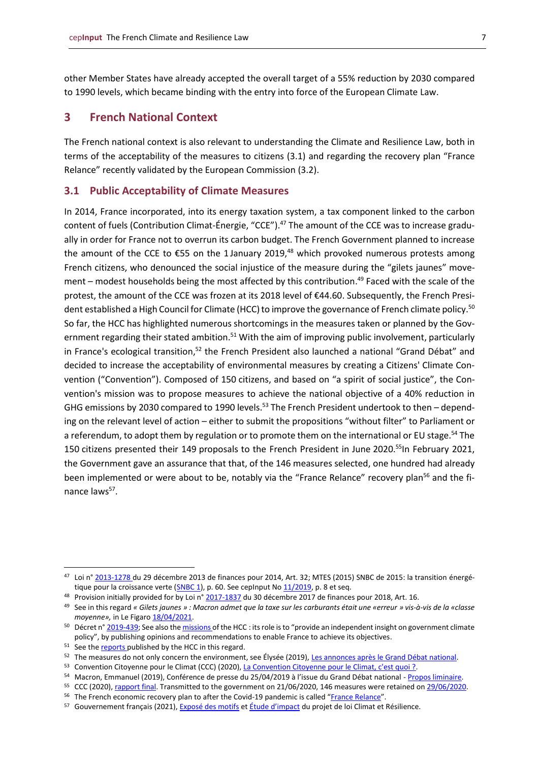other Member States have already accepted the overall target of a 55% reduction by 2030 compared to 1990 levels, which became binding with the entry into force of the European Climate Law.

## 3 French National Context

The French national context is also relevant to understanding the Climate and Resilience Law, both in terms of the acceptability of the measures to citizens (3.1) and regarding the recovery plan "France Relance" recently validated by the European Commission (3.2).

### 3.1 Public Acceptability of Climate Measures

In 2014, France incorporated, into its energy taxation system, a tax component linked to the carbon content of fuels (Contribution Climat-Énergie, "CCE").[47] The amount of the CCE was to increase gradually in order for France not to overrun its carbon budget. The French Government planned to increase the amount of the CCE to €55 on the 1 January 2019,[48] which provoked numerous protests among French citizens, who denounced the social injustice of the measure during the "gilets jaunes" movement – modest households being the most affected by this contribution.[49] Faced with the scale of the protest, the amount of the CCE was frozen at its 2018 level of €44.60. Subsequently, the French President established a High Council for Climate (HCC) to improve the governance of French climate policy.[50] So far, the HCC has highlighted numerous shortcomings in the measures taken or planned by the Government regarding their stated ambition.[51] With the aim of improving public involvement, particularly in France's ecological transition,[52] the French President also launched a national "Grand Débat" and decided to increase the acceptability of environmental measures by creating a Citizens' Climate Convention ("Convention"). Composed of 150 citizens, and based on "a spirit of social justice", the Convention's mission was to propose measures to achieve the national objective of a 40% reduction in GHG emissions by 2030 compared to 1990 levels.[53] The French President undertook to then – depending on the relevant level of action – either to submit the propositions "without filter" to Parliament or a referendum, to adopt them by regulation or to promote them on the international or EU stage.[54] The 150 citizens presented their 149 proposals to the French President in June 2020.[55]In February 2021, the Government gave an assurance that that, of the 146 measures selected, one hundred had already been implemented or were about to be, notably via the "France Relance" recovery plan[56] and the finance laws[57].

---

[47] Loi n° 2013-1278 du 29 décembre 2013 de finances pour 2014, Art. 32; MTES (2015) SNBC de 2015: la transition énergétique pour la croissance verte (SNBC 1), p. 60. See cepInput No 11/2019, p. 8 et seq.

[48] Provision initially provided for by Loi n° 2017-1837 du 30 décembre 2017 de finances pour 2018, Art. 16.

[49] See in this regard *« Gilets jaunes » : Macron admet que la taxe sur les carburants était une «erreur » vis-à-vis de la «classe moyenne»,* in Le Figaro 18/04/2021.

[50] Décret n° 2019-439; See also the missions of the HCC : its role is to "provide an independent insight on government climate policy", by publishing opinions and recommendations to enable France to achieve its objectives.

[51] See the reports published by the HCC in this regard.

[52] The measures do not only concern the environment, see Élysée (2019), Les annonces après le Grand Débat national.

[53] Convention Citoyenne pour le Climat (CCC) (2020), La Convention Citoyenne pour le Climat, c'est quoi ?.

[54] Macron, Emmanuel (2019), Conférence de presse du 25/04/2019 à l'issue du Grand Débat national - Propos liminaire.

[55] CCC (2020), rapport final. Transmitted to the government on 21/06/2020, 146 measures were retained on 29/06/2020.

[56] The French economic recovery plan to after the Covid-19 pandemic is called "France Relance".

[57] Gouvernement français (2021), Exposé des motifs et Étude d'impact du projet de loi Climat et Résilience.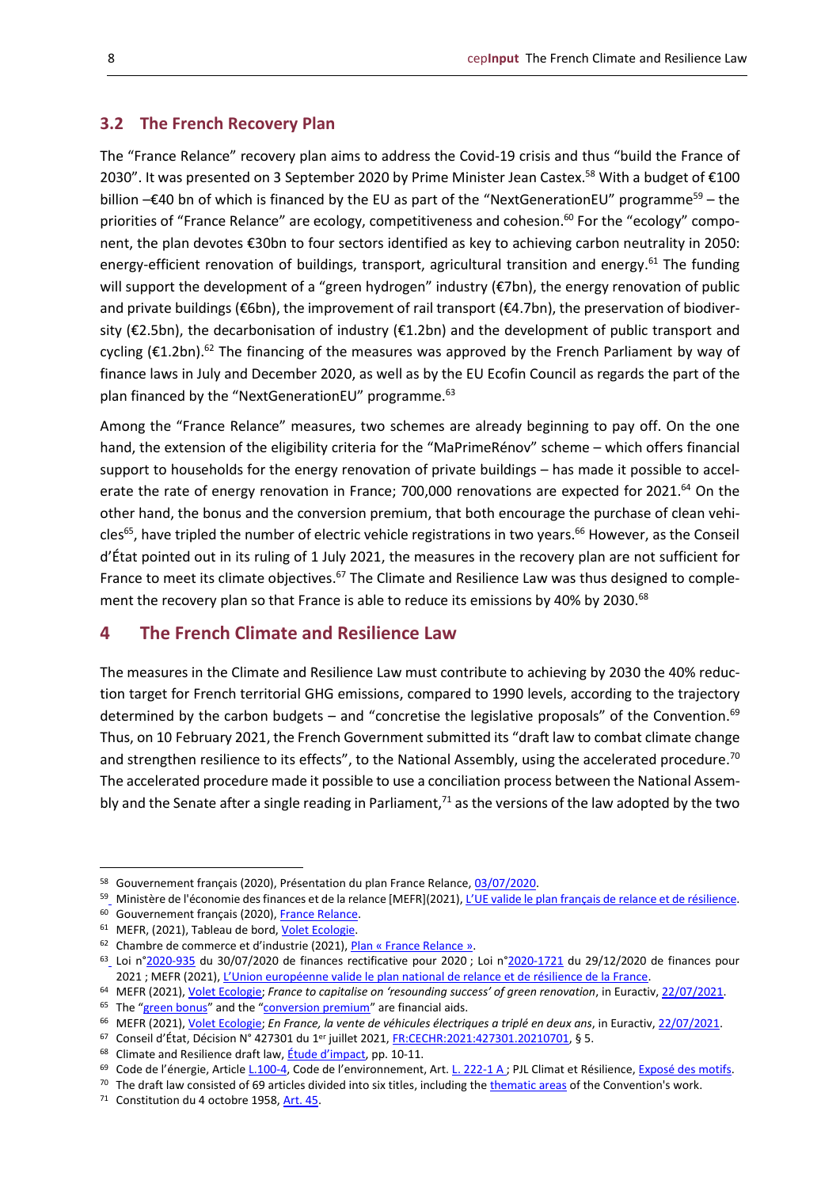## 3.2 The French Recovery Plan

The "France Relance" recovery plan aims to address the Covid-19 crisis and thus "build the France of 2030". It was presented on 3 September 2020 by Prime Minister Jean Castex.[58] With a budget of €100 billion –€40 bn of which is financed by the EU as part of the "NextGenerationEU" programme[59] – the priorities of "France Relance" are ecology, competitiveness and cohesion.[60] For the "ecology" component, the plan devotes €30bn to four sectors identified as key to achieving carbon neutrality in 2050: energy-efficient renovation of buildings, transport, agricultural transition and energy.[61] The funding will support the development of a "green hydrogen" industry (€7bn), the energy renovation of public and private buildings (€6bn), the improvement of rail transport (€4.7bn), the preservation of biodiversity (€2.5bn), the decarbonisation of industry (€1.2bn) and the development of public transport and cycling (€1.2bn).[62] The financing of the measures was approved by the French Parliament by way of finance laws in July and December 2020, as well as by the EU Ecofin Council as regards the part of the plan financed by the "NextGenerationEU" programme.[63]

Among the "France Relance" measures, two schemes are already beginning to pay off. On the one hand, the extension of the eligibility criteria for the "MaPrimeRénov" scheme – which offers financial support to households for the energy renovation of private buildings – has made it possible to accelerate the rate of energy renovation in France; 700,000 renovations are expected for 2021.[64] On the other hand, the bonus and the conversion premium, that both encourage the purchase of clean vehicles[65], have tripled the number of electric vehicle registrations in two years.[66] However, as the Conseil d'État pointed out in its ruling of 1 July 2021, the measures in the recovery plan are not sufficient for France to meet its climate objectives.[67] The Climate and Resilience Law was thus designed to complement the recovery plan so that France is able to reduce its emissions by 40% by 2030.[68]

# 4 The French Climate and Resilience Law

The measures in the Climate and Resilience Law must contribute to achieving by 2030 the 40% reduction target for French territorial GHG emissions, compared to 1990 levels, according to the trajectory determined by the carbon budgets – and "concretise the legislative proposals" of the Convention.[69] Thus, on 10 February 2021, the French Government submitted its "draft law to combat climate change and strengthen resilience to its effects", to the National Assembly, using the accelerated procedure.[70] The accelerated procedure made it possible to use a conciliation process between the National Assembly and the Senate after a single reading in Parliament,[71] as the versions of the law adopted by the two

---

[58] Gouvernement français (2020), Présentation du plan France Relance, 03/07/2020.

[59] Ministère de l'économie des finances et de la relance [MEFR](2021), L'UE valide le plan français de relance et de résilience.

[60] Gouvernement français (2020), France Relance.

[61] MEFR, (2021), Tableau de bord, Volet Ecologie.

[62] Chambre de commerce et d'industrie (2021), Plan « France Relance ».

[63] Loi n°2020-935 du 30/07/2020 de finances rectificative pour 2020 ; Loi n°2020-1721 du 29/12/2020 de finances pour 2021 ; MEFR (2021), L'Union européenne valide le plan national de relance et de résilience de la France.

[64] MEFR (2021), Volet Ecologie; *France to capitalise on 'resounding success' of green renovation*, in Euractiv, 22/07/2021.

[65] The "green bonus" and the "conversion premium" are financial aids.

[66] MEFR (2021), Volet Ecologie; *En France, la vente de véhicules électriques a triplé en deux ans*, in Euractiv, 22/07/2021.

[67] Conseil d'État, Décision N° 427301 du 1er juillet 2021, FR:CECHR:2021:427301.20210701, § 5.

[68] Climate and Resilience draft law, Étude d'impact, pp. 10-11.

[69] Code de l'énergie, Article L.100-4, Code de l'environnement, Art. L. 222-1 A ; PJL Climat et Résilience, Exposé des motifs.

[70] The draft law consisted of 69 articles divided into six titles, including the thematic areas of the Convention's work.

[71] Constitution du 4 octobre 1958, Art. 45.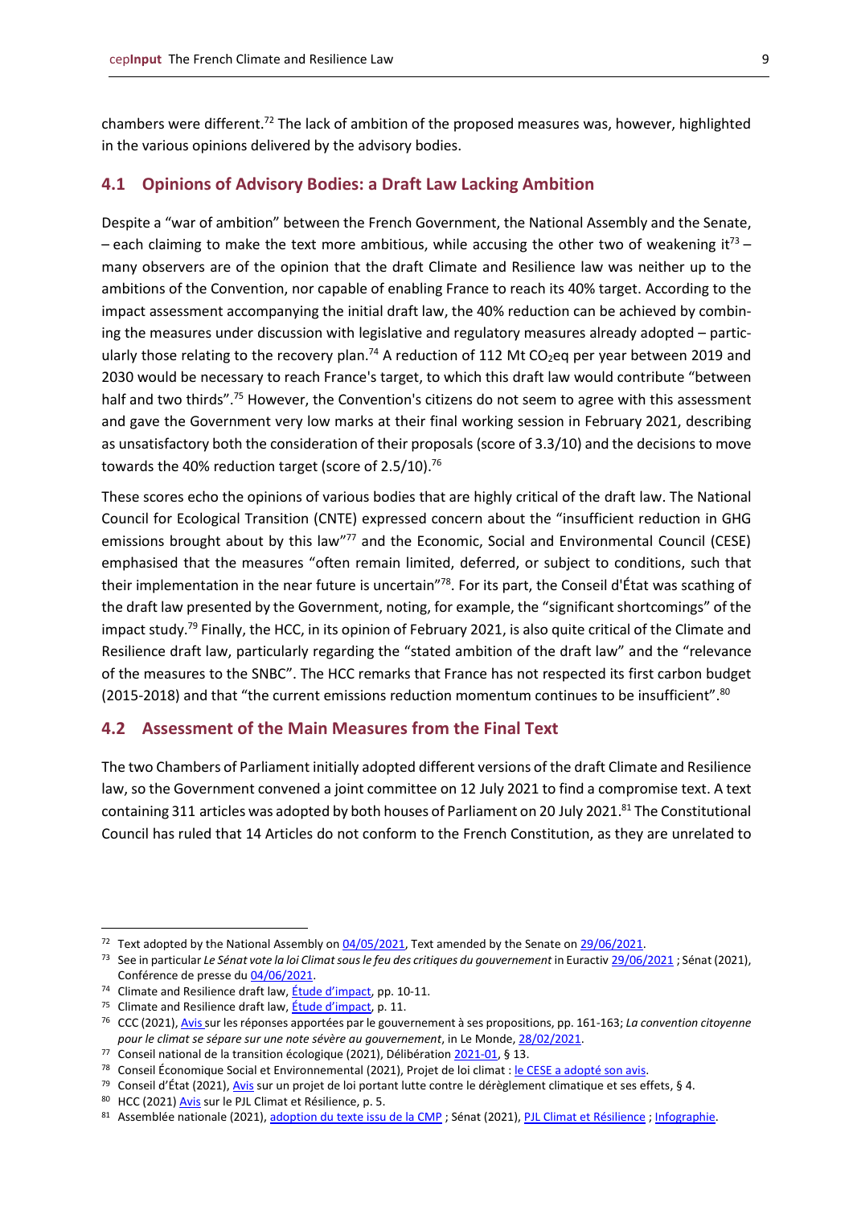chambers were different.[72] The lack of ambition of the proposed measures was, however, highlighted in the various opinions delivered by the advisory bodies.

## 4.1 Opinions of Advisory Bodies: a Draft Law Lacking Ambition

Despite a "war of ambition" between the French Government, the National Assembly and the Senate, – each claiming to make the text more ambitious, while accusing the other two of weakening it[73] – many observers are of the opinion that the draft Climate and Resilience law was neither up to the ambitions of the Convention, nor capable of enabling France to reach its 40% target. According to the impact assessment accompanying the initial draft law, the 40% reduction can be achieved by combining the measures under discussion with legislative and regulatory measures already adopted – particularly those relating to the recovery plan.[74] A reduction of 112 Mt $CO_2$eq per year between 2019 and 2030 would be necessary to reach France's target, to which this draft law would contribute "between half and two thirds".[75] However, the Convention's citizens do not seem to agree with this assessment and gave the Government very low marks at their final working session in February 2021, describing as unsatisfactory both the consideration of their proposals (score of 3.3/10) and the decisions to move towards the 40% reduction target (score of 2.5/10).[76]

These scores echo the opinions of various bodies that are highly critical of the draft law. The National Council for Ecological Transition (CNTE) expressed concern about the "insufficient reduction in GHG emissions brought about by this law"[77] and the Economic, Social and Environmental Council (CESE) emphasised that the measures "often remain limited, deferred, or subject to conditions, such that their implementation in the near future is uncertain"[78]. For its part, the Conseil d'État was scathing of the draft law presented by the Government, noting, for example, the "significant shortcomings" of the impact study.[79] Finally, the HCC, in its opinion of February 2021, is also quite critical of the Climate and Resilience draft law, particularly regarding the "stated ambition of the draft law" and the "relevance of the measures to the SNBC". The HCC remarks that France has not respected its first carbon budget (2015-2018) and that "the current emissions reduction momentum continues to be insufficient".[80]

## 4.2 Assessment of the Main Measures from the Final Text

The two Chambers of Parliament initially adopted different versions of the draft Climate and Resilience law, so the Government convened a joint committee on 12 July 2021 to find a compromise text. A text containing 311 articles was adopted by both houses of Parliament on 20 July 2021.[81] The Constitutional Council has ruled that 14 Articles do not conform to the French Constitution, as they are unrelated to

---

[72] Text adopted by the National Assembly on 04/05/2021, Text amended by the Senate on 29/06/2021.

[73] See in particular *Le Sénat vote la loi Climat sous le feu des critiques du gouvernement* in Euractiv 29/06/2021 ; Sénat (2021), Conférence de presse du 04/06/2021.

[74] Climate and Resilience draft law, Étude d'impact, pp. 10-11.

[75] Climate and Resilience draft law, Étude d'impact, p. 11.

[76] CCC (2021), Avis sur les réponses apportées par le gouvernement à ses propositions, pp. 161-163; *La convention citoyenne pour le climat se sépare sur une note sévère au gouvernement*, in Le Monde, 28/02/2021.

[77] Conseil national de la transition écologique (2021), Délibération 2021-01, § 13.

[78] Conseil Économique Social et Environnemental (2021), Projet de loi climat : le CESE a adopté son avis.

[79] Conseil d'État (2021), Avis sur un projet de loi portant lutte contre le dérèglement climatique et ses effets, § 4.

[80] HCC (2021) Avis sur le PJL Climat et Résilience, p. 5.

[81] Assemblée nationale (2021), adoption du texte issu de la CMP ; Sénat (2021), PJL Climat et Résilience ; Infographie.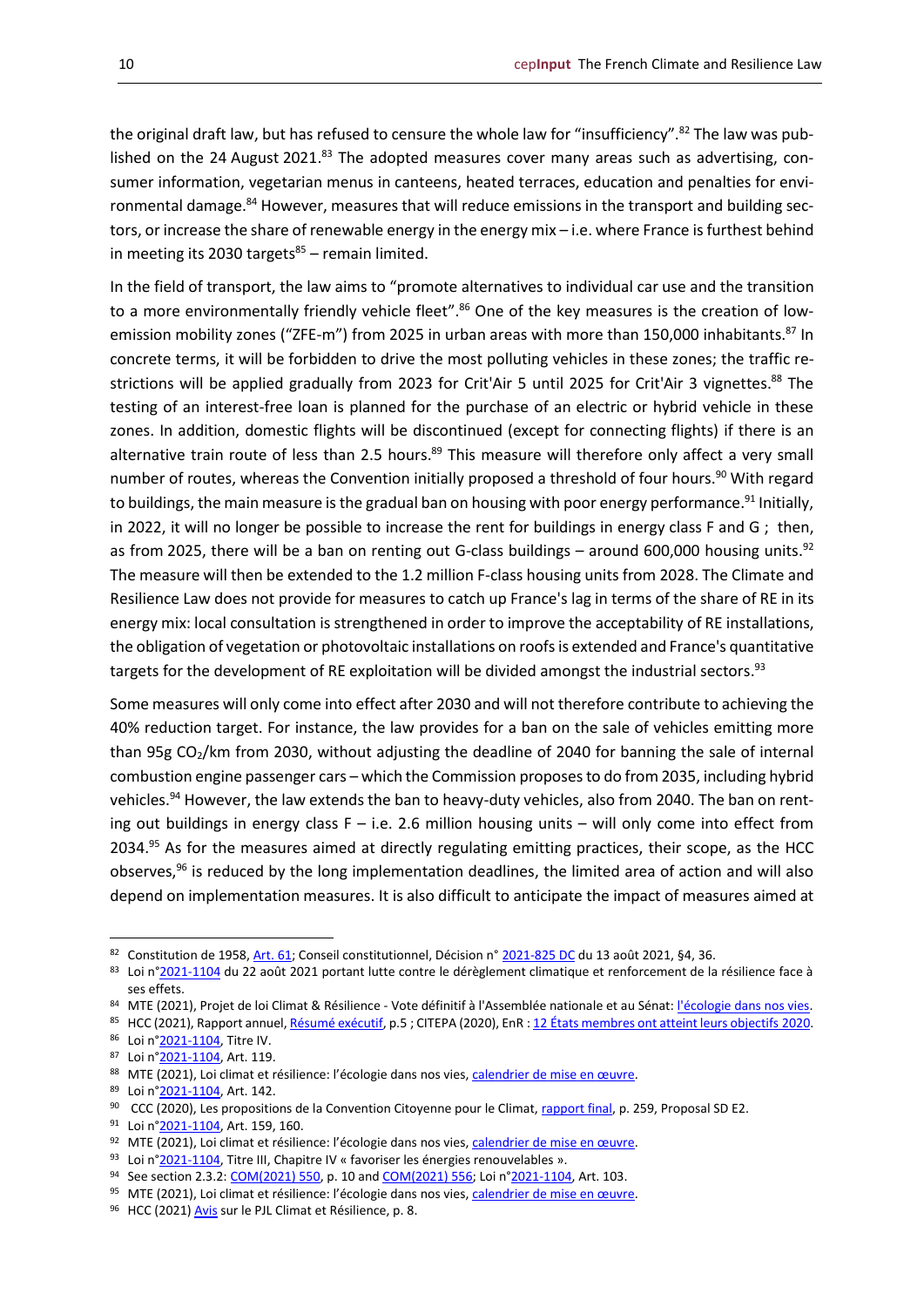the original draft law, but has refused to censure the whole law for "insufficiency".[82] The law was published on the 24 August 2021.[83] The adopted measures cover many areas such as advertising, consumer information, vegetarian menus in canteens, heated terraces, education and penalties for environmental damage.[84] However, measures that will reduce emissions in the transport and building sectors, or increase the share of renewable energy in the energy mix – i.e. where France is furthest behind in meeting its 2030 targets[85] – remain limited.

In the field of transport, the law aims to "promote alternatives to individual car use and the transition to a more environmentally friendly vehicle fleet".[86] One of the key measures is the creation of low-emission mobility zones ("ZFE-m") from 2025 in urban areas with more than 150,000 inhabitants.[87] In concrete terms, it will be forbidden to drive the most polluting vehicles in these zones; the traffic restrictions will be applied gradually from 2023 for Crit'Air 5 until 2025 for Crit'Air 3 vignettes.[88] The testing of an interest-free loan is planned for the purchase of an electric or hybrid vehicle in these zones. In addition, domestic flights will be discontinued (except for connecting flights) if there is an alternative train route of less than 2.5 hours.[89] This measure will therefore only affect a very small number of routes, whereas the Convention initially proposed a threshold of four hours.[90] With regard to buildings, the main measure is the gradual ban on housing with poor energy performance.[91] Initially, in 2022, it will no longer be possible to increase the rent for buildings in energy class F and G ; then, as from 2025, there will be a ban on renting out G-class buildings – around 600,000 housing units.[92] The measure will then be extended to the 1.2 million F-class housing units from 2028. The Climate and Resilience Law does not provide for measures to catch up France's lag in terms of the share of RE in its energy mix: local consultation is strengthened in order to improve the acceptability of RE installations, the obligation of vegetation or photovoltaic installations on roofs is extended and France's quantitative targets for the development of RE exploitation will be divided amongst the industrial sectors.[93]

Some measures will only come into effect after 2030 and will not therefore contribute to achieving the 40% reduction target. For instance, the law provides for a ban on the sale of vehicles emitting more than 95g $CO_2$/km from 2030, without adjusting the deadline of 2040 for banning the sale of internal combustion engine passenger cars – which the Commission proposes to do from 2035, including hybrid vehicles.[94] However, the law extends the ban to heavy-duty vehicles, also from 2040. The ban on renting out buildings in energy class F – i.e. 2.6 million housing units – will only come into effect from 2034.[95] As for the measures aimed at directly regulating emitting practices, their scope, as the HCC observes,[96] is reduced by the long implementation deadlines, the limited area of action and will also depend on implementation measures. It is also difficult to anticipate the impact of measures aimed at

---

[82] Constitution de 1958, Art. 61; Conseil constitutionnel, Décision n° 2021-825 DC du 13 août 2021, §4, 36.

[83] Loi n°2021-1104 du 22 août 2021 portant lutte contre le dérèglement climatique et renforcement de la résilience face à ses effets.

[84] MTE (2021), Projet de loi Climat & Résilience - Vote définitif à l'Assemblée nationale et au Sénat: l'écologie dans nos vies.

[85] HCC (2021), Rapport annuel, Résumé exécutif, p.5 ; CITEPA (2020), EnR : 12 États membres ont atteint leurs objectifs 2020.

[86] Loi n°2021-1104, Titre IV.

[87] Loi n°2021-1104, Art. 119.

[88] MTE (2021), Loi climat et résilience: l'écologie dans nos vies, calendrier de mise en œuvre.

[89] Loi n°2021-1104, Art. 142.

[90] CCC (2020), Les propositions de la Convention Citoyenne pour le Climat, rapport final, p. 259, Proposal SD E2.

[91] Loi n°2021-1104, Art. 159, 160.

[92] MTE (2021), Loi climat et résilience: l'écologie dans nos vies, calendrier de mise en œuvre.

[93] Loi n°2021-1104, Titre III, Chapitre IV « favoriser les énergies renouvelables ».

[94] See section 2.3.2: COM(2021) 550, p. 10 and COM(2021) 556; Loi n°2021-1104, Art. 103.

[95] MTE (2021), Loi climat et résilience: l'écologie dans nos vies, calendrier de mise en œuvre.

[96] HCC (2021) Avis sur le PJL Climat et Résilience, p. 8.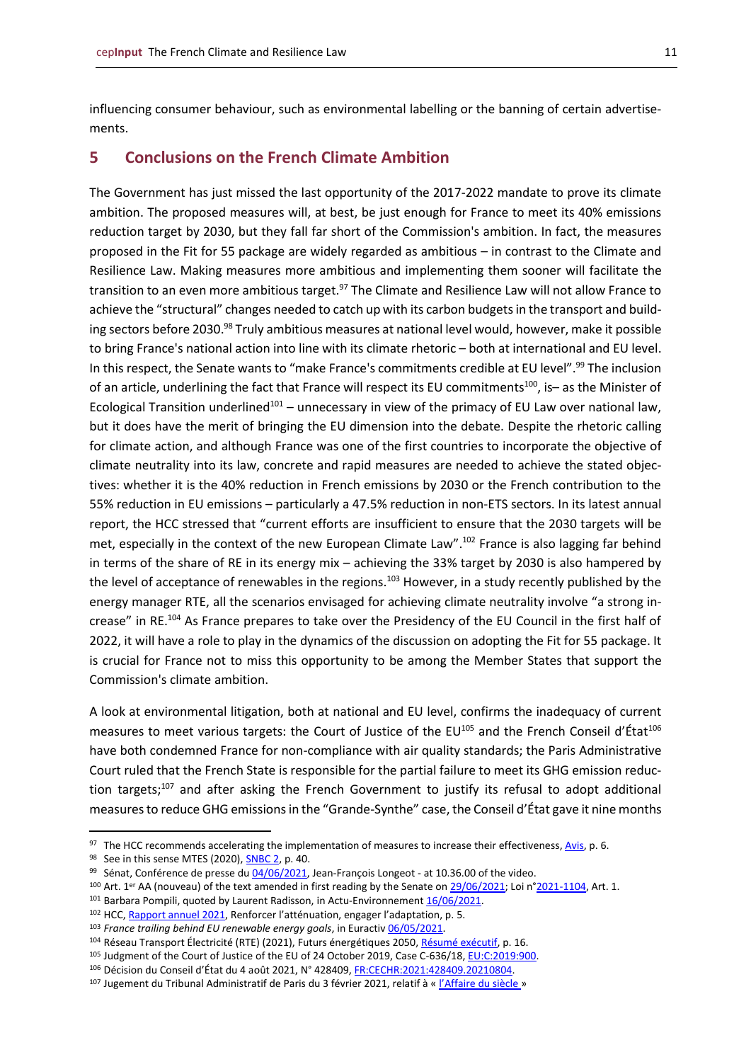influencing consumer behaviour, such as environmental labelling or the banning of certain advertisements.

## 5 Conclusions on the French Climate Ambition

The Government has just missed the last opportunity of the 2017-2022 mandate to prove its climate ambition. The proposed measures will, at best, be just enough for France to meet its 40% emissions reduction target by 2030, but they fall far short of the Commission's ambition. In fact, the measures proposed in the Fit for 55 package are widely regarded as ambitious – in contrast to the Climate and Resilience Law. Making measures more ambitious and implementing them sooner will facilitate the transition to an even more ambitious target.[97] The Climate and Resilience Law will not allow France to achieve the "structural" changes needed to catch up with its carbon budgets in the transport and building sectors before 2030.[98] Truly ambitious measures at national level would, however, make it possible to bring France's national action into line with its climate rhetoric – both at international and EU level. In this respect, the Senate wants to "make France's commitments credible at EU level".[99] The inclusion of an article, underlining the fact that France will respect its EU commitments[100], is– as the Minister of Ecological Transition underlined[101] – unnecessary in view of the primacy of EU Law over national law, but it does have the merit of bringing the EU dimension into the debate. Despite the rhetoric calling for climate action, and although France was one of the first countries to incorporate the objective of climate neutrality into its law, concrete and rapid measures are needed to achieve the stated objectives: whether it is the 40% reduction in French emissions by 2030 or the French contribution to the 55% reduction in EU emissions – particularly a 47.5% reduction in non-ETS sectors. In its latest annual report, the HCC stressed that "current efforts are insufficient to ensure that the 2030 targets will be met, especially in the context of the new European Climate Law".[102] France is also lagging far behind in terms of the share of RE in its energy mix – achieving the 33% target by 2030 is also hampered by the level of acceptance of renewables in the regions.[103] However, in a study recently published by the energy manager RTE, all the scenarios envisaged for achieving climate neutrality involve "a strong increase" in RE.[104] As France prepares to take over the Presidency of the EU Council in the first half of 2022, it will have a role to play in the dynamics of the discussion on adopting the Fit for 55 package. It is crucial for France not to miss this opportunity to be among the Member States that support the Commission's climate ambition.

A look at environmental litigation, both at national and EU level, confirms the inadequacy of current measures to meet various targets: the Court of Justice of the EU[105] and the French Conseil d'État[106] have both condemned France for non-compliance with air quality standards; the Paris Administrative Court ruled that the French State is responsible for the partial failure to meet its GHG emission reduction targets;[107] and after asking the French Government to justify its refusal to adopt additional measures to reduce GHG emissions in the "Grande-Synthe" case, the Conseil d'État gave it nine months

---

[97] The HCC recommends accelerating the implementation of measures to increase their effectiveness, Avis, p. 6.

[98] See in this sense MTES (2020), SNBC 2, p. 40.

[99] Sénat, Conférence de presse du 04/06/2021, Jean-François Longeot - at 10.36.00 of the video.

[100] Art. 1er AA (nouveau) of the text amended in first reading by the Senate on 29/06/2021; Loi n°2021-1104, Art. 1.

[101] Barbara Pompili, quoted by Laurent Radisson, in Actu-Environnement 16/06/2021.

[102] HCC, Rapport annuel 2021, Renforcer l'atténuation, engager l'adaptation, p. 5.

[103] *France trailing behind EU renewable energy goals*, in Euractiv 06/05/2021.

[104] Réseau Transport Électricité (RTE) (2021), Futurs énergétiques 2050, Résumé exécutif, p. 16.

[105] Judgment of the Court of Justice of the EU of 24 October 2019, Case C-636/18, EU:C:2019:900.

[106] Décision du Conseil d'État du 4 août 2021, N° 428409, FR:CECHR:2021:428409.20210804.

[107] Jugement du Tribunal Administratif de Paris du 3 février 2021, relatif à « l'Affaire du siècle »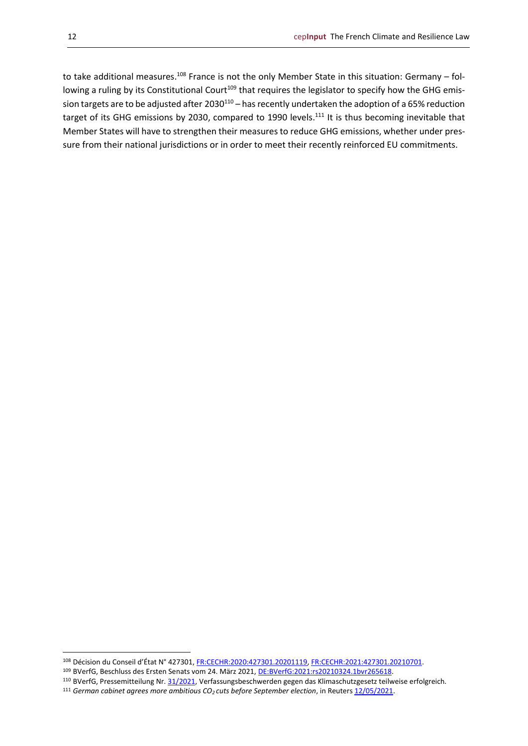to take additional measures.[108] France is not the only Member State in this situation: Germany – following a ruling by its Constitutional Court[109] that requires the legislator to specify how the GHG emission targets are to be adjusted after 2030[110] – has recently undertaken the adoption of a 65% reduction target of its GHG emissions by 2030, compared to 1990 levels.[111] It is thus becoming inevitable that Member States will have to strengthen their measures to reduce GHG emissions, whether under pressure from their national jurisdictions or in order to meet their recently reinforced EU commitments.

---

[108] Décision du Conseil d'État N° 427301, FR:CECHR:2020:427301.20201119, FR:CECHR:2021:427301.20210701.

[109] BVerfG, Beschluss des Ersten Senats vom 24. März 2021, DE:BVerfG:2021:rs20210324.1bvr265618.

[110] BVerfG, Pressemitteilung Nr. 31/2021, Verfassungsbeschwerden gegen das Klimaschutzgesetz teilweise erfolgreich.

[111] *German cabinet agrees more ambitious $CO_2$ cuts before September election*, in Reuters 12/05/2021.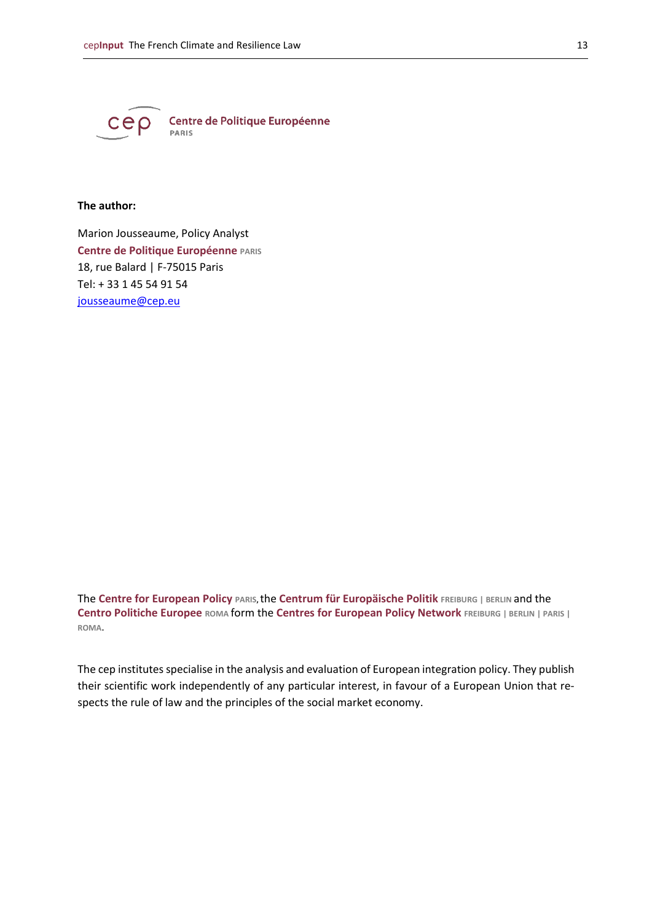cep Centre de Politique Européenne PARIS

**The author:**

Marion Jousseaume, Policy Analyst
**Centre de Politique Européenne** PARIS
18, rue Balard | F-75015 Paris
Tel: + 33 1 45 54 91 54
jousseaume@cep.eu

The **Centre for European Policy** PARIS, the **Centrum für Europäische Politik** FREIBURG | BERLIN and the **Centro Politiche Europee** ROMA form the **Centres for European Policy Network** FREIBURG | BERLIN | PARIS | ROMA.

The cep institutes specialise in the analysis and evaluation of European integration policy. They publish their scientific work independently of any particular interest, in favour of a European Union that respects the rule of law and the principles of the social market economy.